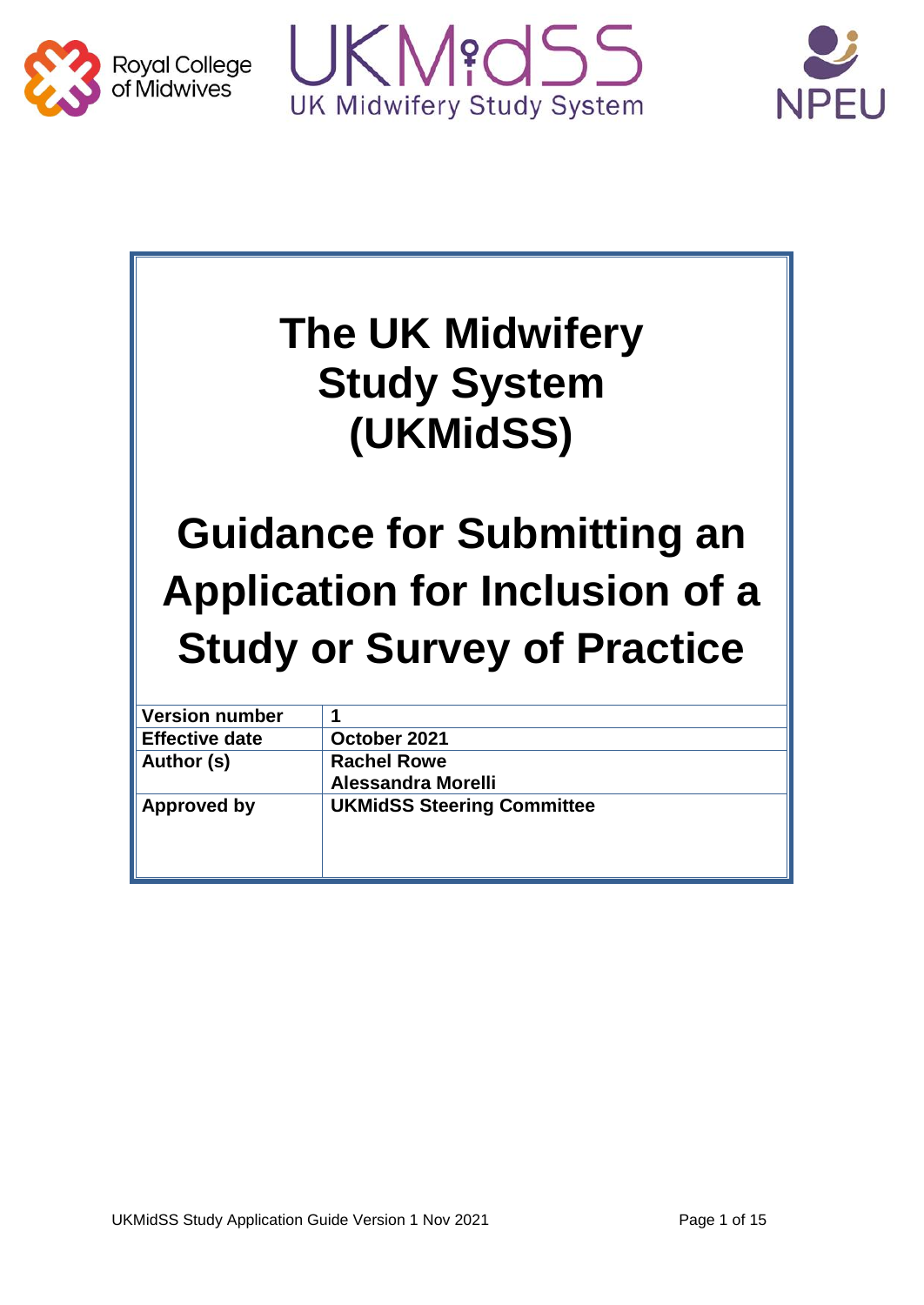Royal College of Midwives

UKMidSS
UK Midwifery Study System

NPEU

# The UK Midwifery Study System (UKMidSS)

# Guidance for Submitting an Application for Inclusion of a Study or Survey of Practice

| | |
|---|---|
| **Version number** | **1** |
| **Effective date** | **October 2021** |
| **Author (s)** | **Rachel Rowe**<br>**Alessandra Morelli** |
| **Approved by** | **UKMidSS Steering Committee** |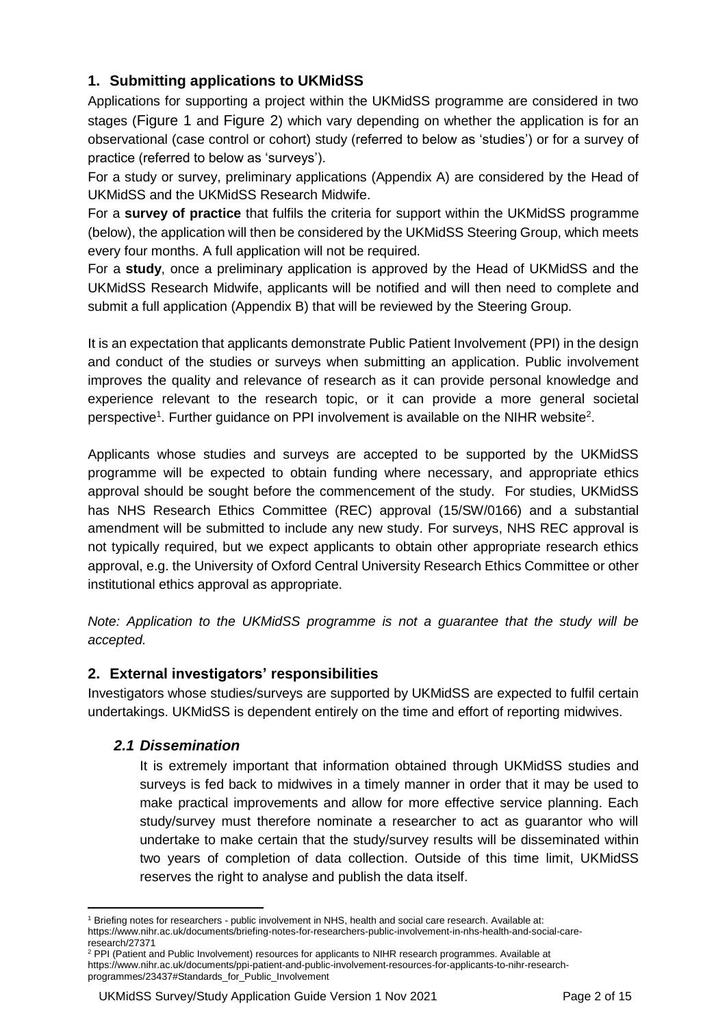## 1. Submitting applications to UKMidSS

Applications for supporting a project within the UKMidSS programme are considered in two stages (Figure 1 and Figure 2) which vary depending on whether the application is for an observational (case control or cohort) study (referred to below as 'studies') or for a survey of practice (referred to below as 'surveys').

For a study or survey, preliminary applications (Appendix A) are considered by the Head of UKMidSS and the UKMidSS Research Midwife.

For a **survey of practice** that fulfils the criteria for support within the UKMidSS programme (below), the application will then be considered by the UKMidSS Steering Group, which meets every four months. A full application will not be required.

For a **study**, once a preliminary application is approved by the Head of UKMidSS and the UKMidSS Research Midwife, applicants will be notified and will then need to complete and submit a full application (Appendix B) that will be reviewed by the Steering Group.

It is an expectation that applicants demonstrate Public Patient Involvement (PPI) in the design and conduct of the studies or surveys when submitting an application. Public involvement improves the quality and relevance of research as it can provide personal knowledge and experience relevant to the research topic, or it can provide a more general societal perspective[1]. Further guidance on PPI involvement is available on the NIHR website[2].

Applicants whose studies and surveys are accepted to be supported by the UKMidSS programme will be expected to obtain funding where necessary, and appropriate ethics approval should be sought before the commencement of the study. For studies, UKMidSS has NHS Research Ethics Committee (REC) approval (15/SW/0166) and a substantial amendment will be submitted to include any new study. For surveys, NHS REC approval is not typically required, but we expect applicants to obtain other appropriate research ethics approval, e.g. the University of Oxford Central University Research Ethics Committee or other institutional ethics approval as appropriate.

*Note: Application to the UKMidSS programme is not a guarantee that the study will be accepted.*

## 2. External investigators' responsibilities

Investigators whose studies/surveys are supported by UKMidSS are expected to fulfil certain undertakings. UKMidSS is dependent entirely on the time and effort of reporting midwives.

### *2.1 Dissemination*

It is extremely important that information obtained through UKMidSS studies and surveys is fed back to midwives in a timely manner in order that it may be used to make practical improvements and allow for more effective service planning. Each study/survey must therefore nominate a researcher to act as guarantor who will undertake to make certain that the study/survey results will be disseminated within two years of completion of data collection. Outside of this time limit, UKMidSS reserves the right to analyse and publish the data itself.

---

[1] Briefing notes for researchers - public involvement in NHS, health and social care research. Available at: https://www.nihr.ac.uk/documents/briefing-notes-for-researchers-public-involvement-in-nhs-health-and-social-care-research/27371

[2] PPI (Patient and Public Involvement) resources for applicants to NIHR research programmes. Available at https://www.nihr.ac.uk/documents/ppi-patient-and-public-involvement-resources-for-applicants-to-nihr-research-programmes/23437#Standards_for_Public_Involvement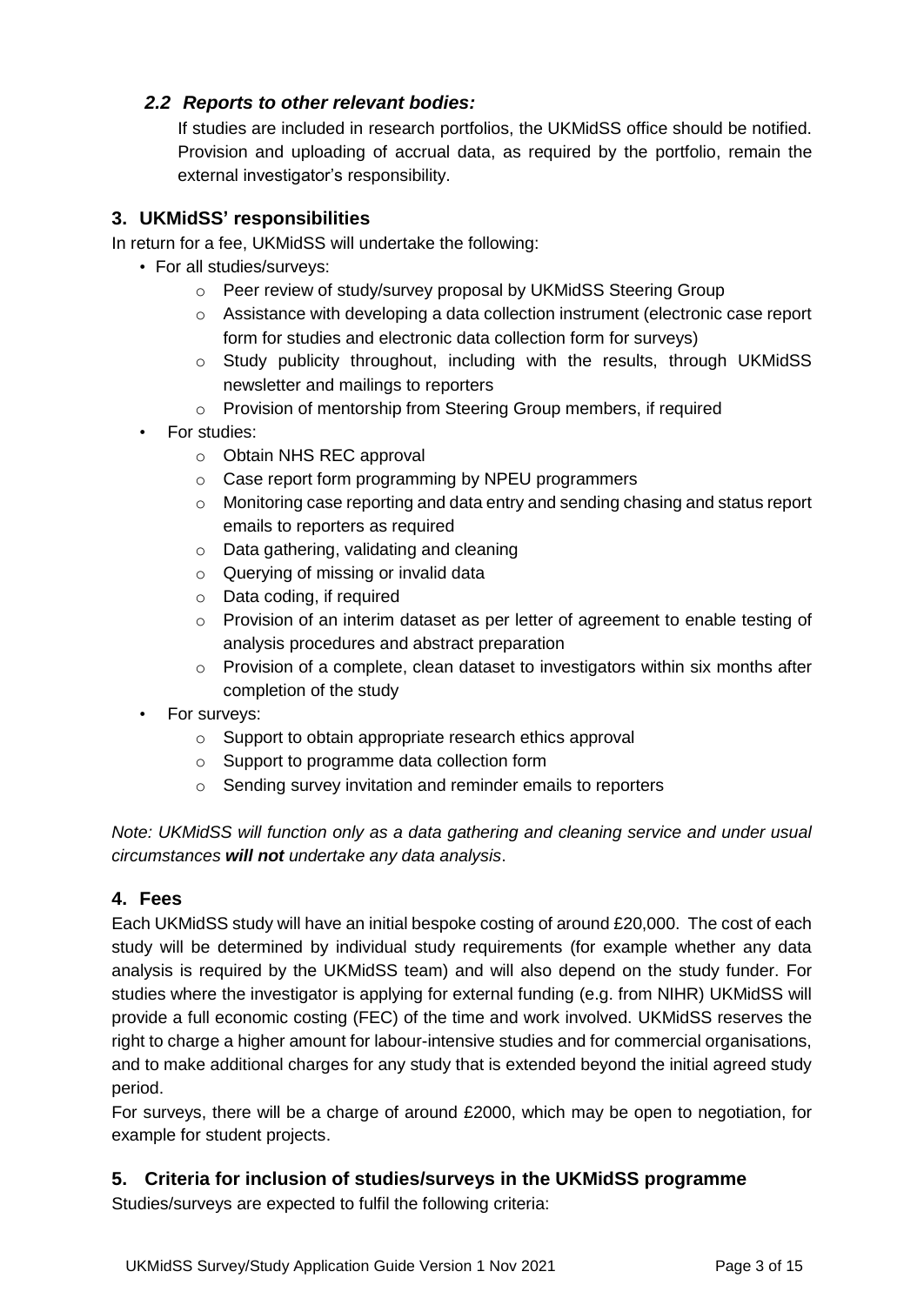### *2.2 Reports to other relevant bodies:*

If studies are included in research portfolios, the UKMidSS office should be notified. Provision and uploading of accrual data, as required by the portfolio, remain the external investigator's responsibility.

## 3. UKMidSS' responsibilities

In return for a fee, UKMidSS will undertake the following:

- For all studies/surveys:
    - Peer review of study/survey proposal by UKMidSS Steering Group
    - Assistance with developing a data collection instrument (electronic case report form for studies and electronic data collection form for surveys)
    - Study publicity throughout, including with the results, through UKMidSS newsletter and mailings to reporters
    - Provision of mentorship from Steering Group members, if required
- For studies:
    - Obtain NHS REC approval
    - Case report form programming by NPEU programmers
    - Monitoring case reporting and data entry and sending chasing and status report emails to reporters as required
    - Data gathering, validating and cleaning
    - Querying of missing or invalid data
    - Data coding, if required
    - Provision of an interim dataset as per letter of agreement to enable testing of analysis procedures and abstract preparation
    - Provision of a complete, clean dataset to investigators within six months after completion of the study
- For surveys:
    - Support to obtain appropriate research ethics approval
    - Support to programme data collection form
    - Sending survey invitation and reminder emails to reporters

*Note: UKMidSS will function only as a data gathering and cleaning service and under usual circumstances **will not** undertake any data analysis*.

## 4. Fees

Each UKMidSS study will have an initial bespoke costing of around £20,000. The cost of each study will be determined by individual study requirements (for example whether any data analysis is required by the UKMidSS team) and will also depend on the study funder. For studies where the investigator is applying for external funding (e.g. from NIHR) UKMidSS will provide a full economic costing (FEC) of the time and work involved. UKMidSS reserves the right to charge a higher amount for labour-intensive studies and for commercial organisations, and to make additional charges for any study that is extended beyond the initial agreed study period.

For surveys, there will be a charge of around £2000, which may be open to negotiation, for example for student projects.

## 5. Criteria for inclusion of studies/surveys in the UKMidSS programme

Studies/surveys are expected to fulfil the following criteria: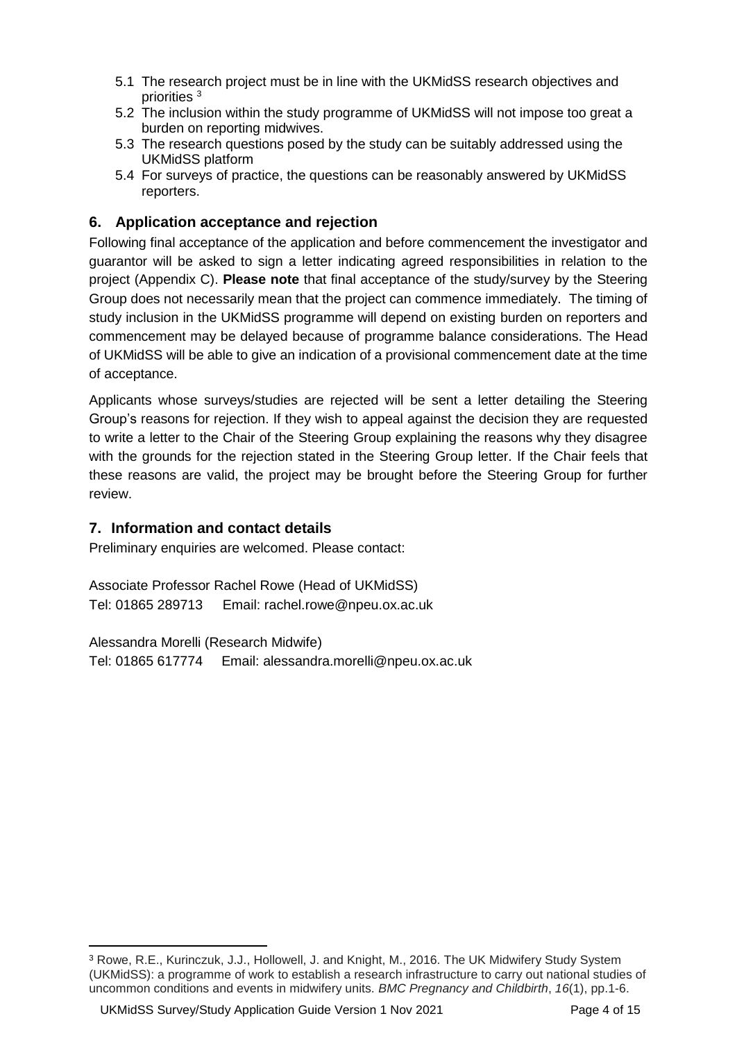5.1 The research project must be in line with the UKMidSS research objectives and priorities [3]
5.2 The inclusion within the study programme of UKMidSS will not impose too great a burden on reporting midwives.
5.3 The research questions posed by the study can be suitably addressed using the UKMidSS platform
5.4 For surveys of practice, the questions can be reasonably answered by UKMidSS reporters.

## 6. Application acceptance and rejection

Following final acceptance of the application and before commencement the investigator and guarantor will be asked to sign a letter indicating agreed responsibilities in relation to the project (Appendix C). **Please note** that final acceptance of the study/survey by the Steering Group does not necessarily mean that the project can commence immediately. The timing of study inclusion in the UKMidSS programme will depend on existing burden on reporters and commencement may be delayed because of programme balance considerations. The Head of UKMidSS will be able to give an indication of a provisional commencement date at the time of acceptance.

Applicants whose surveys/studies are rejected will be sent a letter detailing the Steering Group's reasons for rejection. If they wish to appeal against the decision they are requested to write a letter to the Chair of the Steering Group explaining the reasons why they disagree with the grounds for the rejection stated in the Steering Group letter. If the Chair feels that these reasons are valid, the project may be brought before the Steering Group for further review.

## 7. Information and contact details

Preliminary enquiries are welcomed. Please contact:

Associate Professor Rachel Rowe (Head of UKMidSS)
Tel: 01865 289713 Email: rachel.rowe@npeu.ox.ac.uk

Alessandra Morelli (Research Midwife)
Tel: 01865 617774 Email: alessandra.morelli@npeu.ox.ac.uk

[3] Rowe, R.E., Kurinczuk, J.J., Hollowell, J. and Knight, M., 2016. The UK Midwifery Study System (UKMidSS): a programme of work to establish a research infrastructure to carry out national studies of uncommon conditions and events in midwifery units. *BMC Pregnancy and Childbirth*, *16*(1), pp.1-6.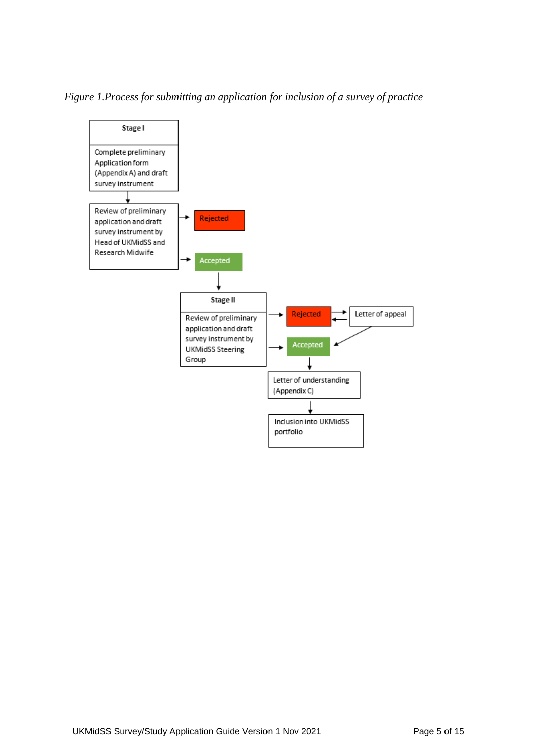*Figure 1.Process for submitting an application for inclusion of a survey of practice*

**Stage I**

Complete preliminary Application form (Appendix A) and draft survey instrument

Review of preliminary application and draft survey instrument by Head of UKMidSS and Research Midwife

Rejected

Accepted

**Stage II**

Review of preliminary application and draft survey instrument by UKMidSS Steering Group

Rejected

Letter of appeal

Accepted

Letter of understanding (Appendix C)

Inclusion into UKMidSS portfolio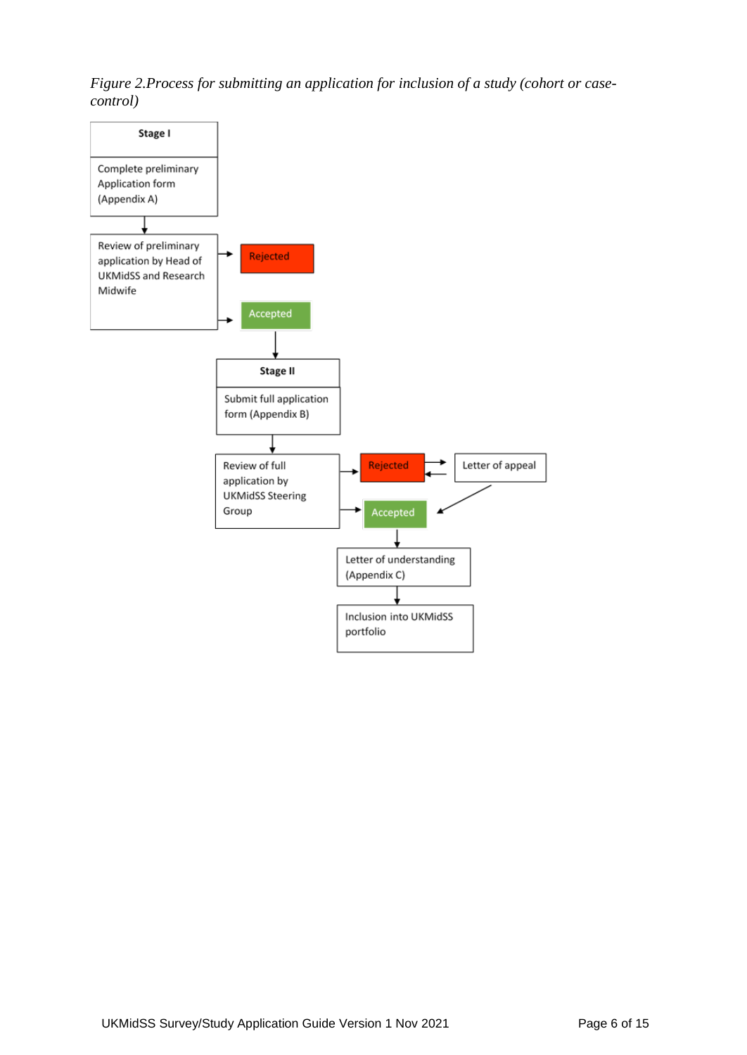*Figure 2.Process for submitting an application for inclusion of a study (cohort or case-control)*

**Stage I**

Complete preliminary Application form (Appendix A)

Review of preliminary application by Head of UKMidSS and Research Midwife

Rejected

Accepted

**Stage II**

Submit full application form (Appendix B)

Review of full application by UKMidSS Steering Group

Rejected

Letter of appeal

Accepted

Letter of understanding (Appendix C)

Inclusion into UKMidSS portfolio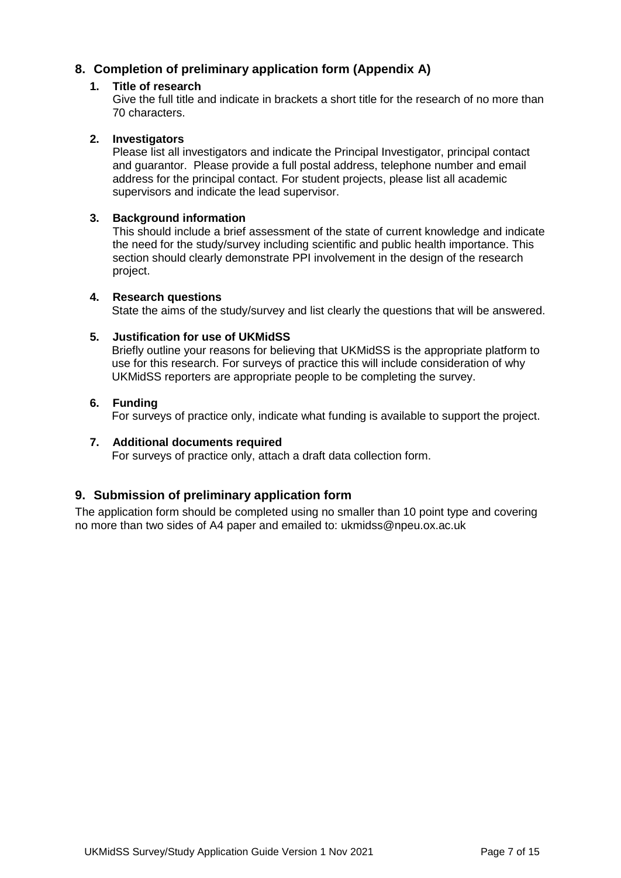## 8. Completion of preliminary application form (Appendix A)

### 1. Title of research

Give the full title and indicate in brackets a short title for the research of no more than 70 characters.

### 2. Investigators

Please list all investigators and indicate the Principal Investigator, principal contact and guarantor. Please provide a full postal address, telephone number and email address for the principal contact. For student projects, please list all academic supervisors and indicate the lead supervisor.

### 3. Background information

This should include a brief assessment of the state of current knowledge and indicate the need for the study/survey including scientific and public health importance. This section should clearly demonstrate PPI involvement in the design of the research project.

### 4. Research questions

State the aims of the study/survey and list clearly the questions that will be answered.

### 5. Justification for use of UKMidSS

Briefly outline your reasons for believing that UKMidSS is the appropriate platform to use for this research. For surveys of practice this will include consideration of why UKMidSS reporters are appropriate people to be completing the survey.

### 6. Funding

For surveys of practice only, indicate what funding is available to support the project.

### 7. Additional documents required

For surveys of practice only, attach a draft data collection form.

## 9. Submission of preliminary application form

The application form should be completed using no smaller than 10 point type and covering no more than two sides of A4 paper and emailed to: ukmidss@npeu.ox.ac.uk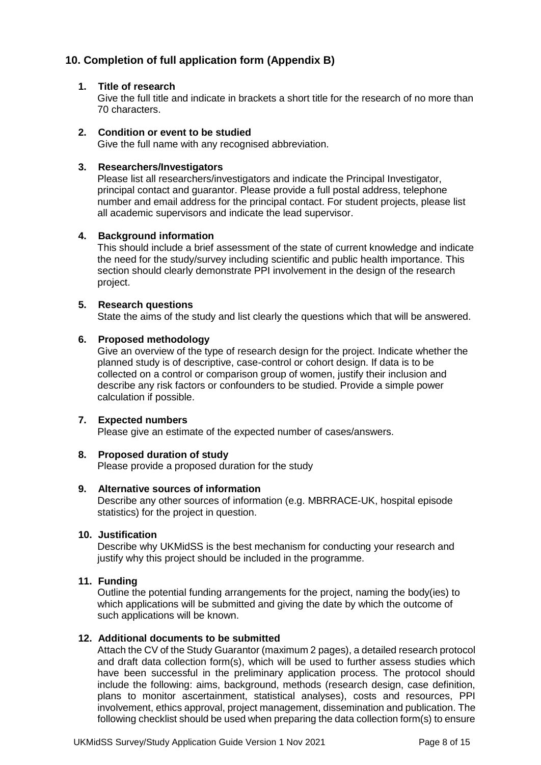## 10. Completion of full application form (Appendix B)

### 1. Title of research

Give the full title and indicate in brackets a short title for the research of no more than 70 characters.

### 2. Condition or event to be studied

Give the full name with any recognised abbreviation.

### 3. Researchers/Investigators

Please list all researchers/investigators and indicate the Principal Investigator, principal contact and guarantor. Please provide a full postal address, telephone number and email address for the principal contact. For student projects, please list all academic supervisors and indicate the lead supervisor.

### 4. Background information

This should include a brief assessment of the state of current knowledge and indicate the need for the study/survey including scientific and public health importance. This section should clearly demonstrate PPI involvement in the design of the research project.

### 5. Research questions

State the aims of the study and list clearly the questions which that will be answered.

### 6. Proposed methodology

Give an overview of the type of research design for the project. Indicate whether the planned study is of descriptive, case-control or cohort design. If data is to be collected on a control or comparison group of women, justify their inclusion and describe any risk factors or confounders to be studied. Provide a simple power calculation if possible.

### 7. Expected numbers

Please give an estimate of the expected number of cases/answers.

### 8. Proposed duration of study

Please provide a proposed duration for the study

### 9. Alternative sources of information

Describe any other sources of information (e.g. MBRRACE-UK, hospital episode statistics) for the project in question.

### 10. Justification

Describe why UKMidSS is the best mechanism for conducting your research and justify why this project should be included in the programme.

### 11. Funding

Outline the potential funding arrangements for the project, naming the body(ies) to which applications will be submitted and giving the date by which the outcome of such applications will be known.

### 12. Additional documents to be submitted

Attach the CV of the Study Guarantor (maximum 2 pages), a detailed research protocol and draft data collection form(s), which will be used to further assess studies which have been successful in the preliminary application process. The protocol should include the following: aims, background, methods (research design, case definition, plans to monitor ascertainment, statistical analyses), costs and resources, PPI involvement, ethics approval, project management, dissemination and publication. The following checklist should be used when preparing the data collection form(s) to ensure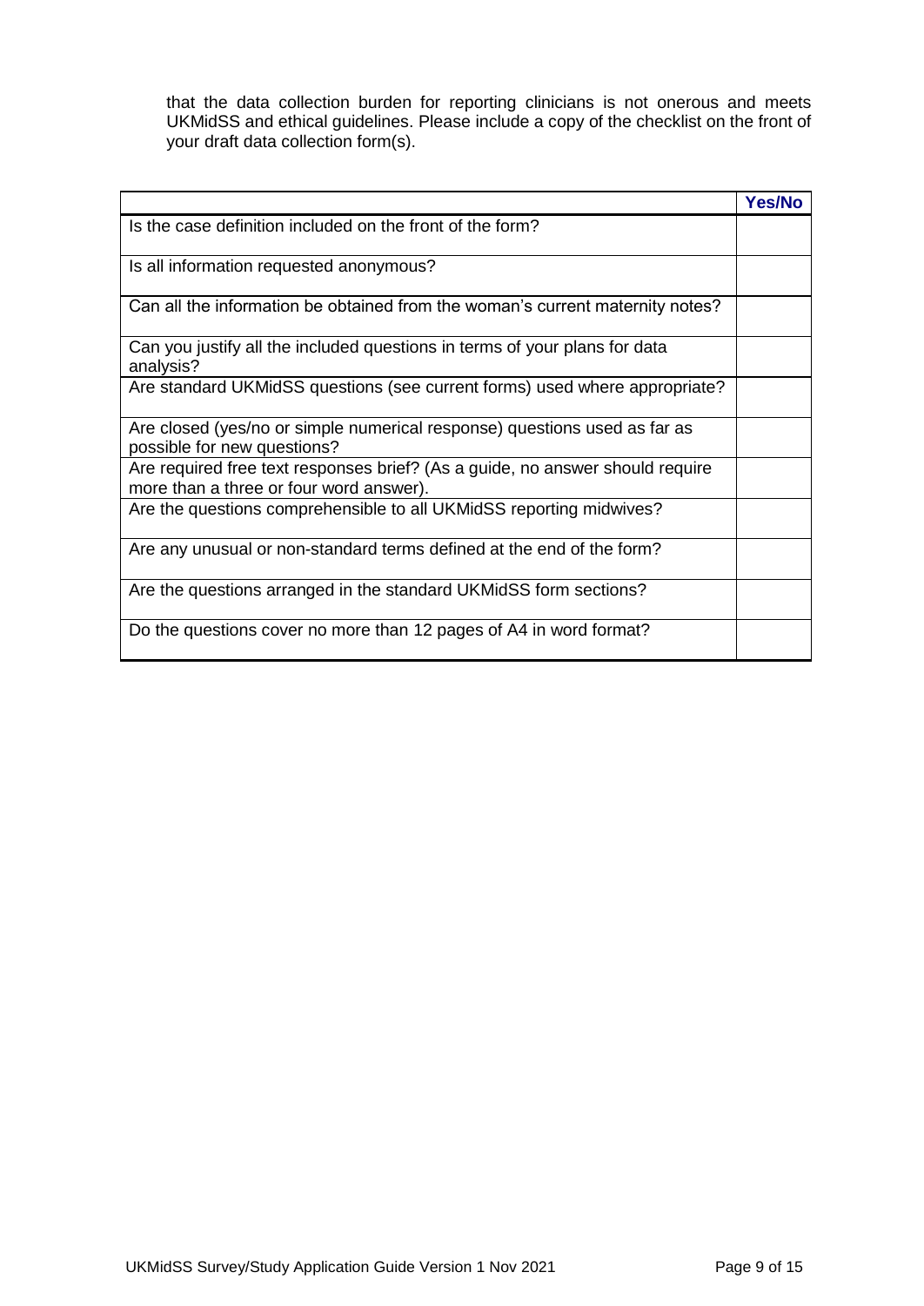that the data collection burden for reporting clinicians is not onerous and meets UKMidSS and ethical guidelines. Please include a copy of the checklist on the front of your draft data collection form(s).

| | Yes/No |
|---|---|
| Is the case definition included on the front of the form? | |
| Is all information requested anonymous? | |
| Can all the information be obtained from the woman's current maternity notes? | |
| Can you justify all the included questions in terms of your plans for data analysis? | |
| Are standard UKMidSS questions (see current forms) used where appropriate? | |
| Are closed (yes/no or simple numerical response) questions used as far as possible for new questions? | |
| Are required free text responses brief? (As a guide, no answer should require more than a three or four word answer). | |
| Are the questions comprehensible to all UKMidSS reporting midwives? | |
| Are any unusual or non-standard terms defined at the end of the form? | |
| Are the questions arranged in the standard UKMidSS form sections? | |
| Do the questions cover no more than 12 pages of A4 in word format? | |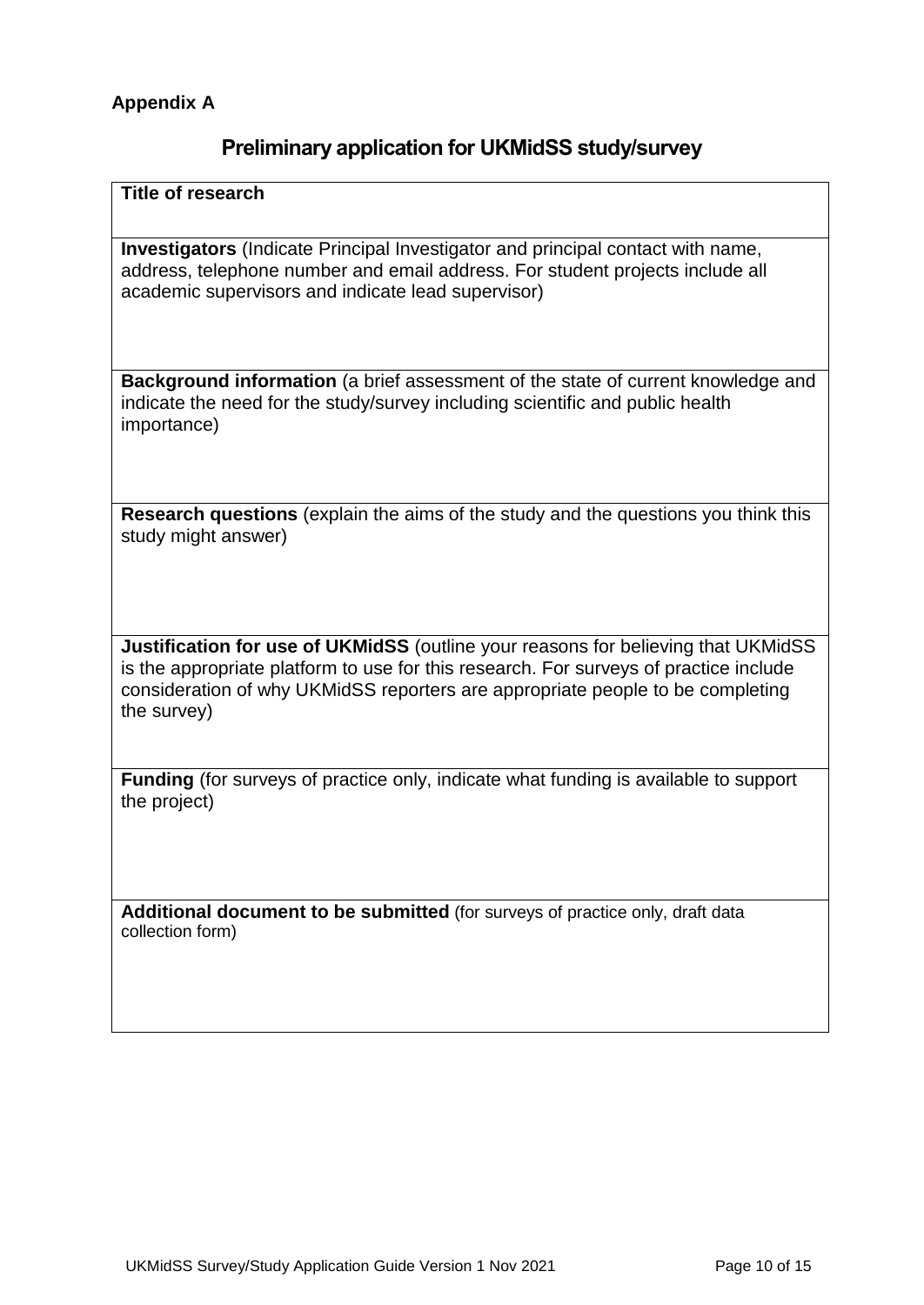**Appendix A**

## Preliminary application for UKMidSS study/survey

| **Title of research** |
|---|
| **Investigators** (Indicate Principal Investigator and principal contact with name, address, telephone number and email address. For student projects include all academic supervisors and indicate lead supervisor) |
| **Background information** (a brief assessment of the state of current knowledge and indicate the need for the study/survey including scientific and public health importance) |
| **Research questions** (explain the aims of the study and the questions you think this study might answer) |
| **Justification for use of UKMidSS** (outline your reasons for believing that UKMidSS is the appropriate platform to use for this research. For surveys of practice include consideration of why UKMidSS reporters are appropriate people to be completing the survey) |
| **Funding** (for surveys of practice only, indicate what funding is available to support the project) |
| **Additional document to be submitted** (for surveys of practice only, draft data collection form) |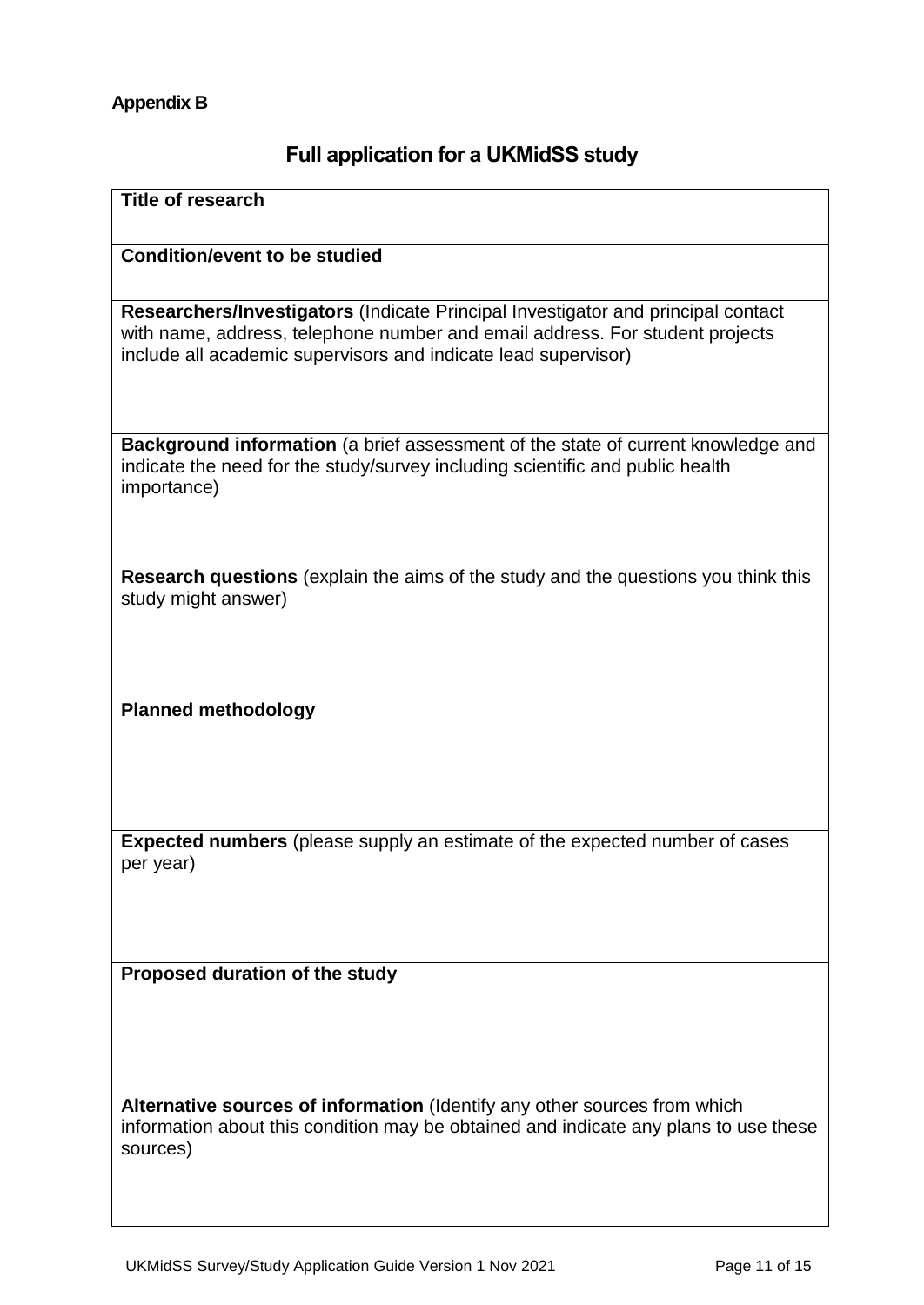**Appendix B**

## Full application for a UKMidSS study

| **Title of research** |
|---|
| **Condition/event to be studied** |
| **Researchers/Investigators** (Indicate Principal Investigator and principal contact with name, address, telephone number and email address. For student projects include all academic supervisors and indicate lead supervisor) |
| **Background information** (a brief assessment of the state of current knowledge and indicate the need for the study/survey including scientific and public health importance) |
| **Research questions** (explain the aims of the study and the questions you think this study might answer) |
| **Planned methodology** |
| **Expected numbers** (please supply an estimate of the expected number of cases per year) |
| **Proposed duration of the study** |
| **Alternative sources of information** (Identify any other sources from which information about this condition may be obtained and indicate any plans to use these sources) |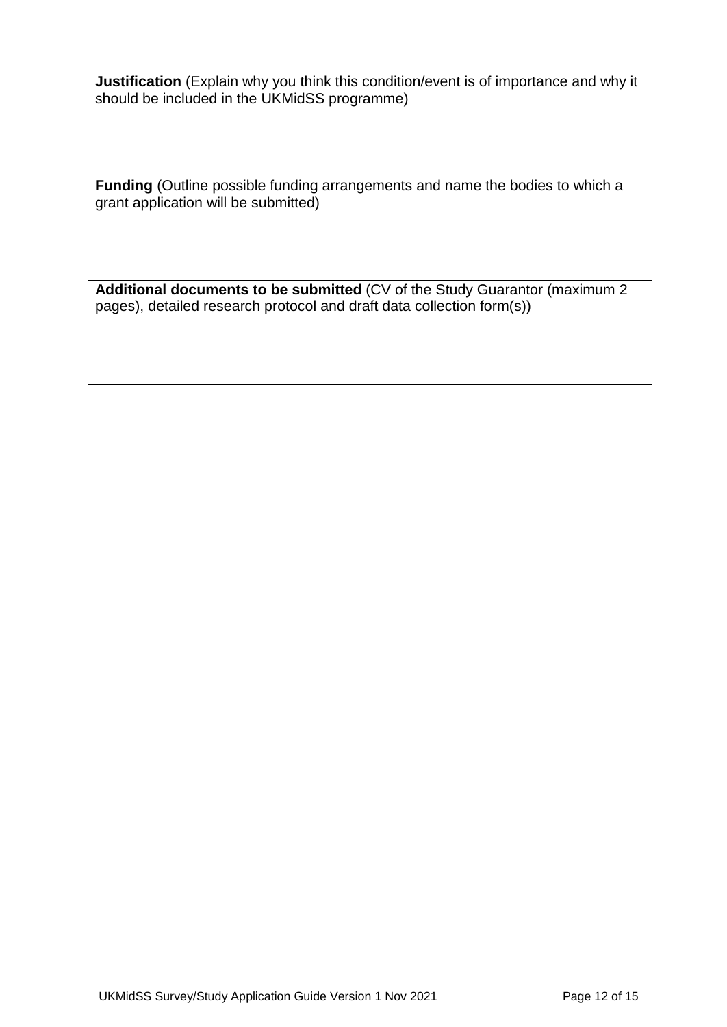| **Justification** (Explain why you think this condition/event is of importance and why it should be included in the UKMidSS programme) |
| --- |
| **Funding** (Outline possible funding arrangements and name the bodies to which a grant application will be submitted) |
| **Additional documents to be submitted** (CV of the Study Guarantor (maximum 2 pages), detailed research protocol and draft data collection form(s)) |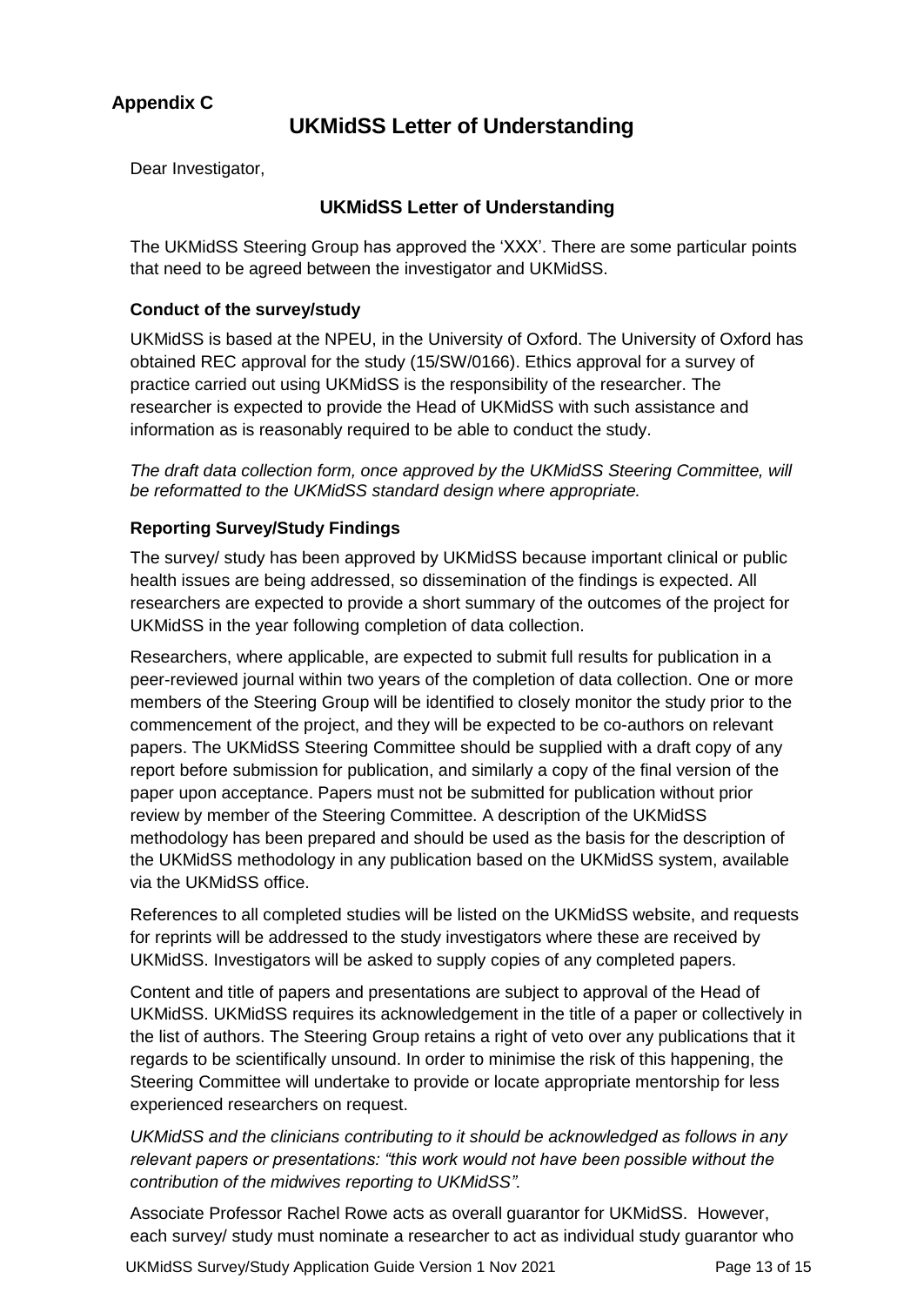**Appendix C**

# UKMidSS Letter of Understanding

Dear Investigator,

## UKMidSS Letter of Understanding

The UKMidSS Steering Group has approved the 'XXX'. There are some particular points that need to be agreed between the investigator and UKMidSS.

### Conduct of the survey/study

UKMidSS is based at the NPEU, in the University of Oxford. The University of Oxford has obtained REC approval for the study (15/SW/0166). Ethics approval for a survey of practice carried out using UKMidSS is the responsibility of the researcher. The researcher is expected to provide the Head of UKMidSS with such assistance and information as is reasonably required to be able to conduct the study.

*The draft data collection form, once approved by the UKMidSS Steering Committee, will be reformatted to the UKMidSS standard design where appropriate.*

### Reporting Survey/Study Findings

The survey/ study has been approved by UKMidSS because important clinical or public health issues are being addressed, so dissemination of the findings is expected. All researchers are expected to provide a short summary of the outcomes of the project for UKMidSS in the year following completion of data collection.

Researchers, where applicable, are expected to submit full results for publication in a peer-reviewed journal within two years of the completion of data collection. One or more members of the Steering Group will be identified to closely monitor the study prior to the commencement of the project, and they will be expected to be co-authors on relevant papers. The UKMidSS Steering Committee should be supplied with a draft copy of any report before submission for publication, and similarly a copy of the final version of the paper upon acceptance. Papers must not be submitted for publication without prior review by member of the Steering Committee. A description of the UKMidSS methodology has been prepared and should be used as the basis for the description of the UKMidSS methodology in any publication based on the UKMidSS system, available via the UKMidSS office.

References to all completed studies will be listed on the UKMidSS website, and requests for reprints will be addressed to the study investigators where these are received by UKMidSS. Investigators will be asked to supply copies of any completed papers.

Content and title of papers and presentations are subject to approval of the Head of UKMidSS. UKMidSS requires its acknowledgement in the title of a paper or collectively in the list of authors. The Steering Group retains a right of veto over any publications that it regards to be scientifically unsound. In order to minimise the risk of this happening, the Steering Committee will undertake to provide or locate appropriate mentorship for less experienced researchers on request.

*UKMidSS and the clinicians contributing to it should be acknowledged as follows in any relevant papers or presentations: "this work would not have been possible without the contribution of the midwives reporting to UKMidSS".*

Associate Professor Rachel Rowe acts as overall guarantor for UKMidSS. However, each survey/ study must nominate a researcher to act as individual study guarantor who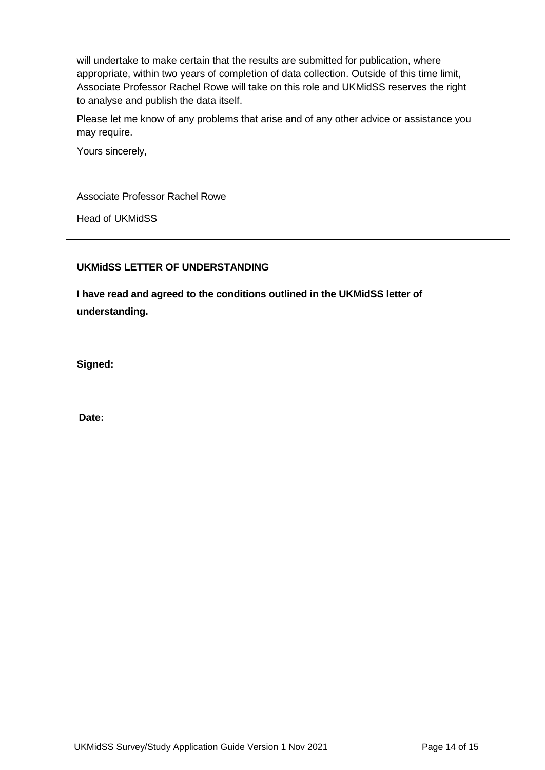will undertake to make certain that the results are submitted for publication, where appropriate, within two years of completion of data collection. Outside of this time limit, Associate Professor Rachel Rowe will take on this role and UKMidSS reserves the right to analyse and publish the data itself.

Please let me know of any problems that arise and of any other advice or assistance you may require.

Yours sincerely,

Associate Professor Rachel Rowe

Head of UKMidSS

---

**UKMidSS LETTER OF UNDERSTANDING**

**I have read and agreed to the conditions outlined in the UKMidSS letter of understanding.**

**Signed:**

**Date:**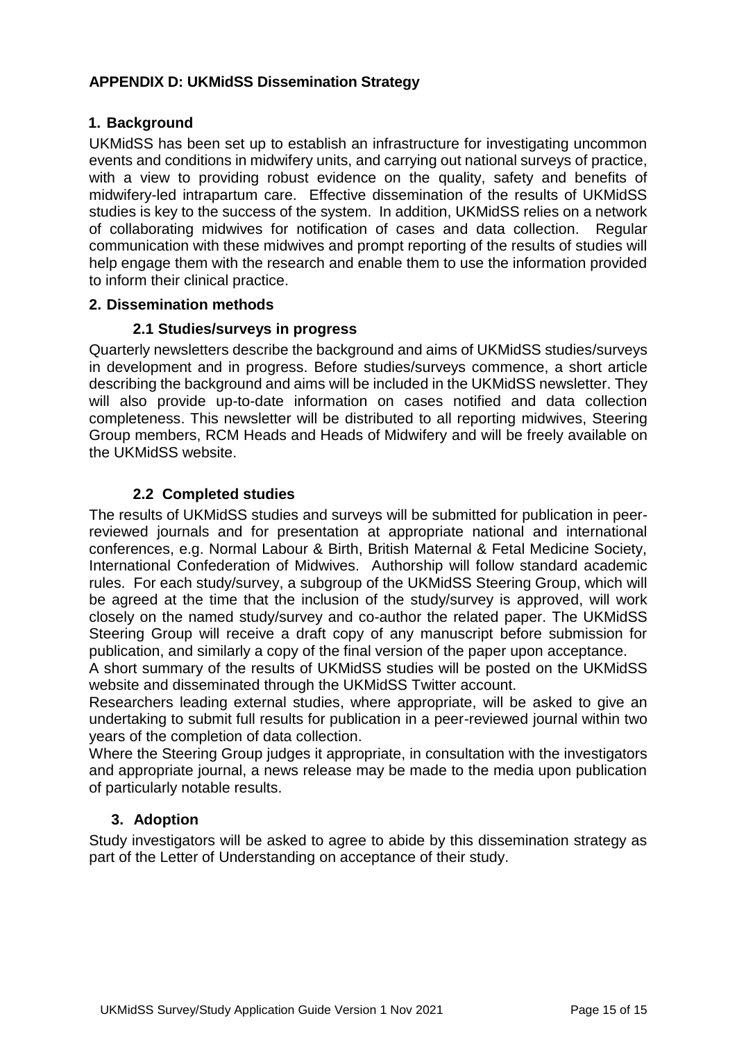## APPENDIX D: UKMidSS Dissemination Strategy

### 1. Background

UKMidSS has been set up to establish an infrastructure for investigating uncommon events and conditions in midwifery units, and carrying out national surveys of practice, with a view to providing robust evidence on the quality, safety and benefits of midwifery-led intrapartum care. Effective dissemination of the results of UKMidSS studies is key to the success of the system. In addition, UKMidSS relies on a network of collaborating midwives for notification of cases and data collection. Regular communication with these midwives and prompt reporting of the results of studies will help engage them with the research and enable them to use the information provided to inform their clinical practice.

### 2. Dissemination methods

#### 2.1 Studies/surveys in progress

Quarterly newsletters describe the background and aims of UKMidSS studies/surveys in development and in progress. Before studies/surveys commence, a short article describing the background and aims will be included in the UKMidSS newsletter. They will also provide up-to-date information on cases notified and data collection completeness. This newsletter will be distributed to all reporting midwives, Steering Group members, RCM Heads and Heads of Midwifery and will be freely available on the UKMidSS website.

#### 2.2 Completed studies

The results of UKMidSS studies and surveys will be submitted for publication in peer-reviewed journals and for presentation at appropriate national and international conferences, e.g. Normal Labour & Birth, British Maternal & Fetal Medicine Society, International Confederation of Midwives. Authorship will follow standard academic rules. For each study/survey, a subgroup of the UKMidSS Steering Group, which will be agreed at the time that the inclusion of the study/survey is approved, will work closely on the named study/survey and co-author the related paper. The UKMidSS Steering Group will receive a draft copy of any manuscript before submission for publication, and similarly a copy of the final version of the paper upon acceptance.

A short summary of the results of UKMidSS studies will be posted on the UKMidSS website and disseminated through the UKMidSS Twitter account.

Researchers leading external studies, where appropriate, will be asked to give an undertaking to submit full results for publication in a peer-reviewed journal within two years of the completion of data collection.

Where the Steering Group judges it appropriate, in consultation with the investigators and appropriate journal, a news release may be made to the media upon publication of particularly notable results.

### 3. Adoption

Study investigators will be asked to agree to abide by this dissemination strategy as part of the Letter of Understanding on acceptance of their study.